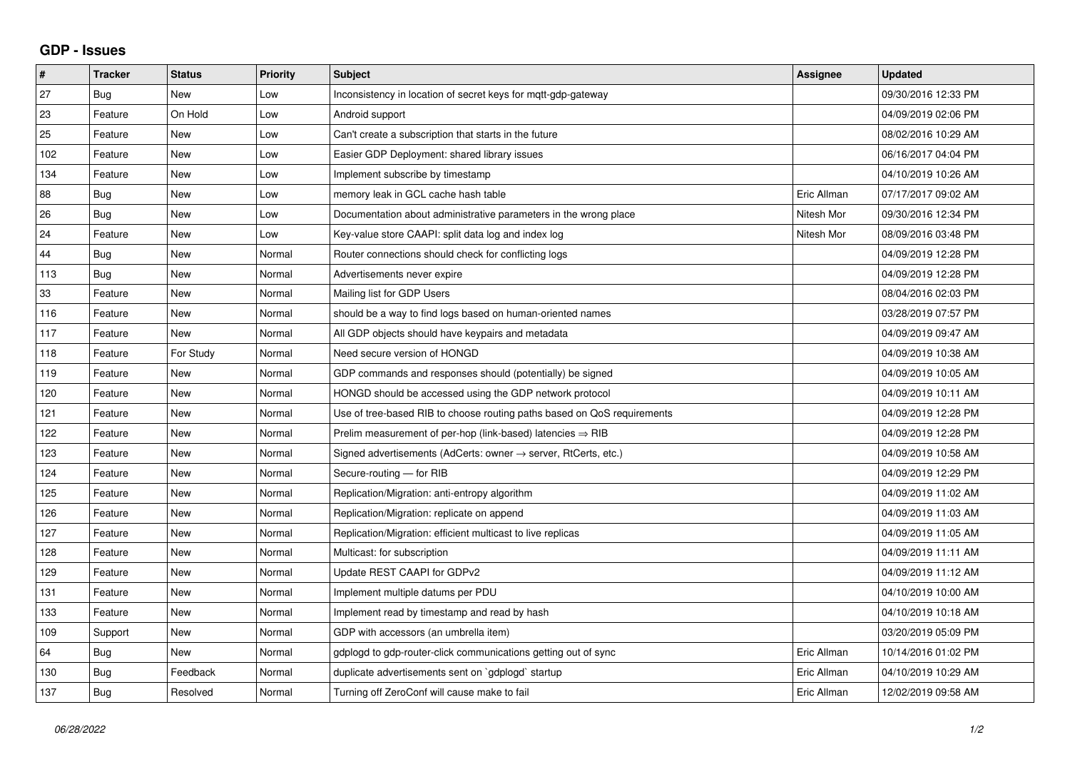## GDP - Issues

| # | Tracker | Status | Priority | Subject | Assignee | Updated |
|---|---|---|---|---|---|---|
| 27 | Bug | New | Low | Inconsistency in location of secret keys for mqtt-gdp-gateway | | 09/30/2016 12:33 PM |
| 23 | Feature | On Hold | Low | Android support | | 04/09/2019 02:06 PM |
| 25 | Feature | New | Low | Can't create a subscription that starts in the future | | 08/02/2016 10:29 AM |
| 102 | Feature | New | Low | Easier GDP Deployment: shared library issues | | 06/16/2017 04:04 PM |
| 134 | Feature | New | Low | Implement subscribe by timestamp | | 04/10/2019 10:26 AM |
| 88 | Bug | New | Low | memory leak in GCL cache hash table | Eric Allman | 07/17/2017 09:02 AM |
| 26 | Bug | New | Low | Documentation about administrative parameters in the wrong place | Nitesh Mor | 09/30/2016 12:34 PM |
| 24 | Feature | New | Low | Key-value store CAAPI: split data log and index log | Nitesh Mor | 08/09/2016 03:48 PM |
| 44 | Bug | New | Normal | Router connections should check for conflicting logs | | 04/09/2019 12:28 PM |
| 113 | Bug | New | Normal | Advertisements never expire | | 04/09/2019 12:28 PM |
| 33 | Feature | New | Normal | Mailing list for GDP Users | | 08/04/2016 02:03 PM |
| 116 | Feature | New | Normal | should be a way to find logs based on human-oriented names | | 03/28/2019 07:57 PM |
| 117 | Feature | New | Normal | All GDP objects should have keypairs and metadata | | 04/09/2019 09:47 AM |
| 118 | Feature | For Study | Normal | Need secure version of HONGD | | 04/09/2019 10:38 AM |
| 119 | Feature | New | Normal | GDP commands and responses should (potentially) be signed | | 04/09/2019 10:05 AM |
| 120 | Feature | New | Normal | HONGD should be accessed using the GDP network protocol | | 04/09/2019 10:11 AM |
| 121 | Feature | New | Normal | Use of tree-based RIB to choose routing paths based on QoS requirements | | 04/09/2019 12:28 PM |
| 122 | Feature | New | Normal | Prelim measurement of per-hop (link-based) latencies ⇒ RIB | | 04/09/2019 12:28 PM |
| 123 | Feature | New | Normal | Signed advertisements (AdCerts: owner → server, RtCerts, etc.) | | 04/09/2019 10:58 AM |
| 124 | Feature | New | Normal | Secure-routing — for RIB | | 04/09/2019 12:29 PM |
| 125 | Feature | New | Normal | Replication/Migration: anti-entropy algorithm | | 04/09/2019 11:02 AM |
| 126 | Feature | New | Normal | Replication/Migration: replicate on append | | 04/09/2019 11:03 AM |
| 127 | Feature | New | Normal | Replication/Migration: efficient multicast to live replicas | | 04/09/2019 11:05 AM |
| 128 | Feature | New | Normal | Multicast: for subscription | | 04/09/2019 11:11 AM |
| 129 | Feature | New | Normal | Update REST CAAPI for GDPv2 | | 04/09/2019 11:12 AM |
| 131 | Feature | New | Normal | Implement multiple datums per PDU | | 04/10/2019 10:00 AM |
| 133 | Feature | New | Normal | Implement read by timestamp and read by hash | | 04/10/2019 10:18 AM |
| 109 | Support | New | Normal | GDP with accessors (an umbrella item) | | 03/20/2019 05:09 PM |
| 64 | Bug | New | Normal | gdplogd to gdp-router-click communications getting out of sync | Eric Allman | 10/14/2016 01:02 PM |
| 130 | Bug | Feedback | Normal | duplicate advertisements sent on `gdplogd` startup | Eric Allman | 04/10/2019 10:29 AM |
| 137 | Bug | Resolved | Normal | Turning off ZeroConf will cause make to fail | Eric Allman | 12/02/2019 09:58 AM |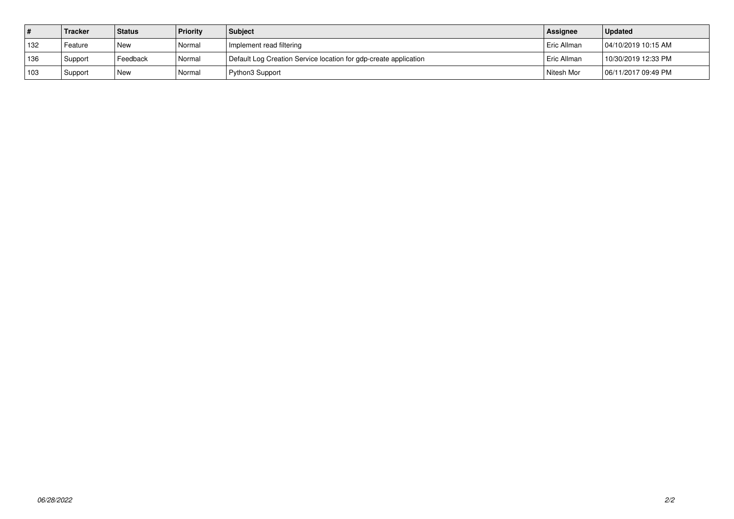| # | Tracker | Status | Priority | Subject | Assignee | Updated |
|---|---|---|---|---|---|---|
| 132 | Feature | New | Normal | Implement read filtering | Eric Allman | 04/10/2019 10:15 AM |
| 136 | Support | Feedback | Normal | Default Log Creation Service location for gdp-create application | Eric Allman | 10/30/2019 12:33 PM |
| 103 | Support | New | Normal | Python3 Support | Nitesh Mor | 06/11/2017 09:49 PM |